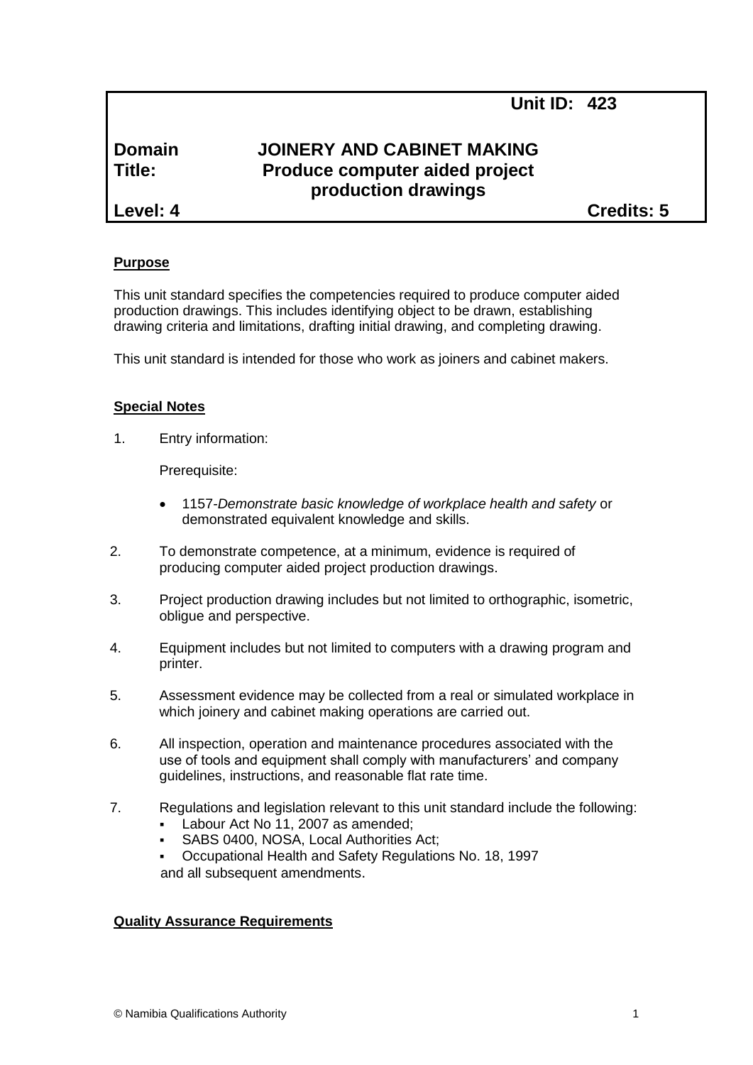**Unit ID: 423**

| | |
|---|---|
| **Domain** | **JOINERY AND CABINET MAKING** |
| **Title:** | **Produce computer aided project production drawings** |
| **Level: 4** | **Credits: 5** |

## Purpose

This unit standard specifies the competencies required to produce computer aided production drawings. This includes identifying object to be drawn, establishing drawing criteria and limitations, drafting initial drawing, and completing drawing.

This unit standard is intended for those who work as joiners and cabinet makers.

## Special Notes

1. Entry information:

   Prerequisite:

   - 1157-*Demonstrate basic knowledge of workplace health and safety* or demonstrated equivalent knowledge and skills.

2. To demonstrate competence, at a minimum, evidence is required of producing computer aided project production drawings.

3. Project production drawing includes but not limited to orthographic, isometric, obligue and perspective.

4. Equipment includes but not limited to computers with a drawing program and printer.

5. Assessment evidence may be collected from a real or simulated workplace in which joinery and cabinet making operations are carried out.

6. All inspection, operation and maintenance procedures associated with the use of tools and equipment shall comply with manufacturers' and company guidelines, instructions, and reasonable flat rate time.

7. Regulations and legislation relevant to this unit standard include the following:
   - Labour Act No 11, 2007 as amended;
   - SABS 0400, NOSA, Local Authorities Act;
   - Occupational Health and Safety Regulations No. 18, 1997

   and all subsequent amendments.

## Quality Assurance Requirements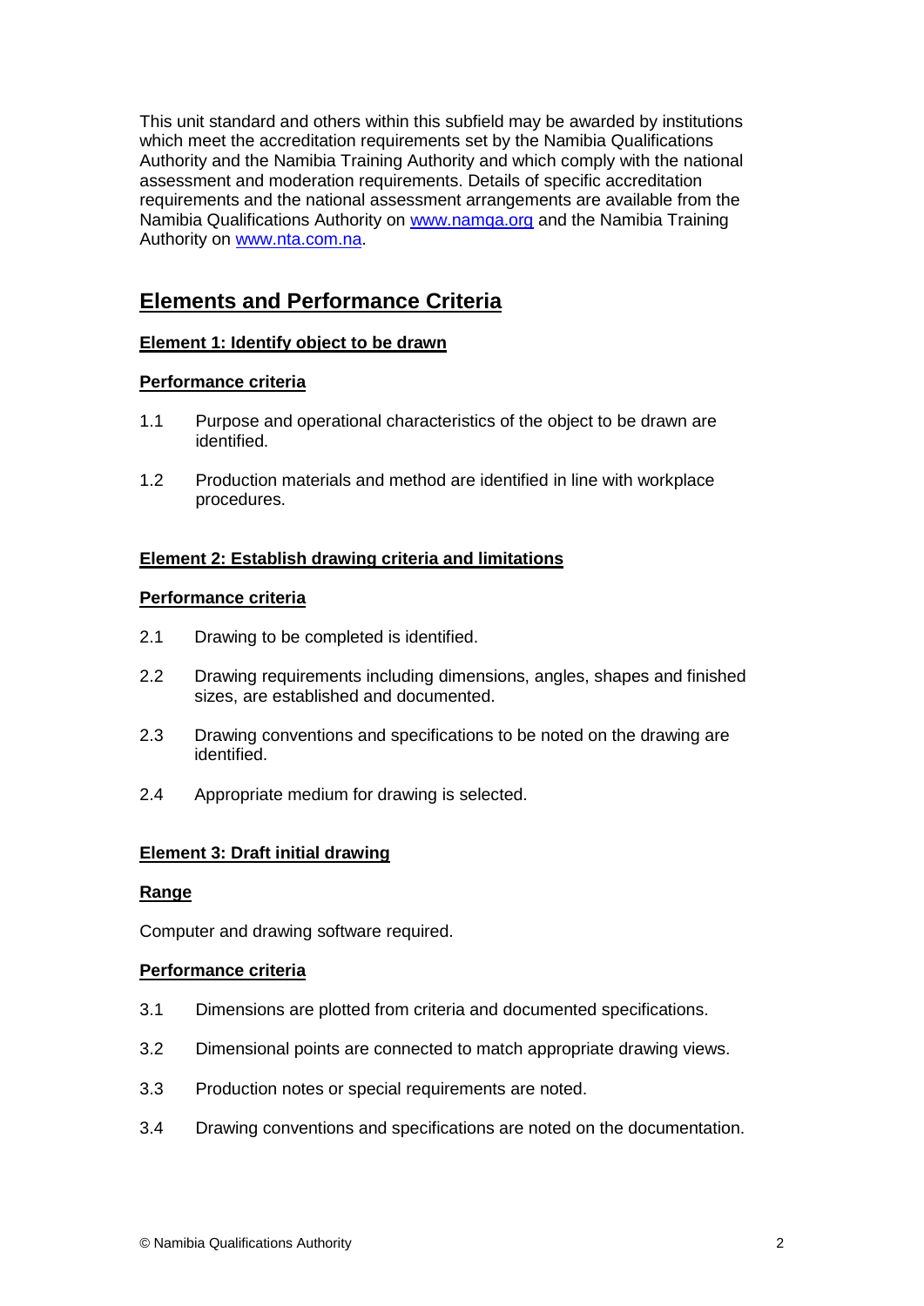This unit standard and others within this subfield may be awarded by institutions which meet the accreditation requirements set by the Namibia Qualifications Authority and the Namibia Training Authority and which comply with the national assessment and moderation requirements. Details of specific accreditation requirements and the national assessment arrangements are available from the Namibia Qualifications Authority on [www.namqa.org](http://www.namqa.org) and the Namibia Training Authority on [www.nta.com.na](http://www.nta.com.na).

## Elements and Performance Criteria

### Element 1: Identify object to be drawn

**Performance criteria**

1.1 Purpose and operational characteristics of the object to be drawn are identified.

1.2 Production materials and method are identified in line with workplace procedures.

### Element 2: Establish drawing criteria and limitations

**Performance criteria**

2.1 Drawing to be completed is identified.

2.2 Drawing requirements including dimensions, angles, shapes and finished sizes, are established and documented.

2.3 Drawing conventions and specifications to be noted on the drawing are identified.

2.4 Appropriate medium for drawing is selected.

### Element 3: Draft initial drawing

**Range**

Computer and drawing software required.

**Performance criteria**

3.1 Dimensions are plotted from criteria and documented specifications.

3.2 Dimensional points are connected to match appropriate drawing views.

3.3 Production notes or special requirements are noted.

3.4 Drawing conventions and specifications are noted on the documentation.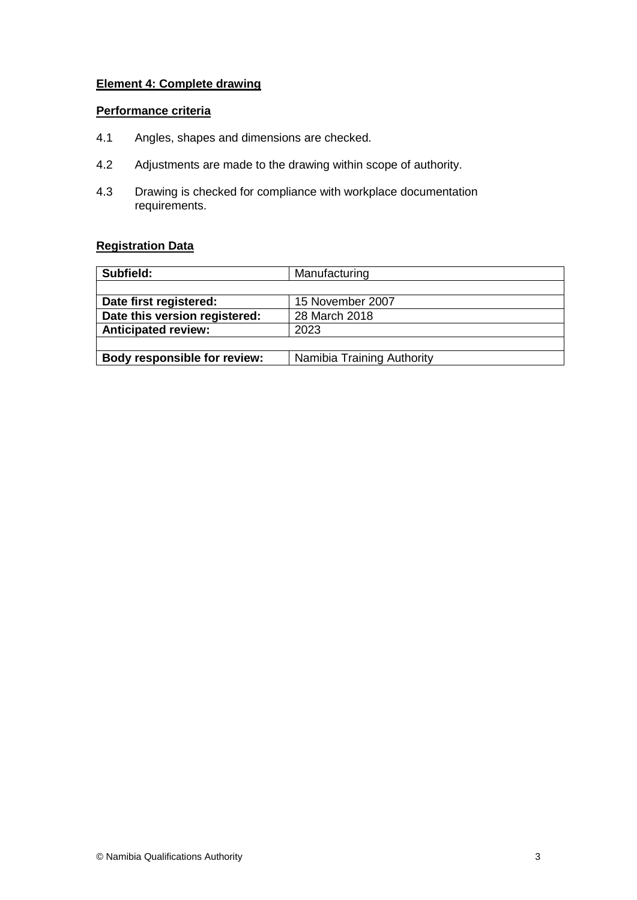**Element 4: Complete drawing**

**Performance criteria**

4.1 Angles, shapes and dimensions are checked.

4.2 Adjustments are made to the drawing within scope of authority.

4.3 Drawing is checked for compliance with workplace documentation requirements.

**Registration Data**

| | |
|---|---|
| **Subfield:** | Manufacturing |
| | |
| **Date first registered:** | 15 November 2007 |
| **Date this version registered:** | 28 March 2018 |
| **Anticipated review:** | 2023 |
| | |
| **Body responsible for review:** | Namibia Training Authority |

© Namibia Qualifications Authority